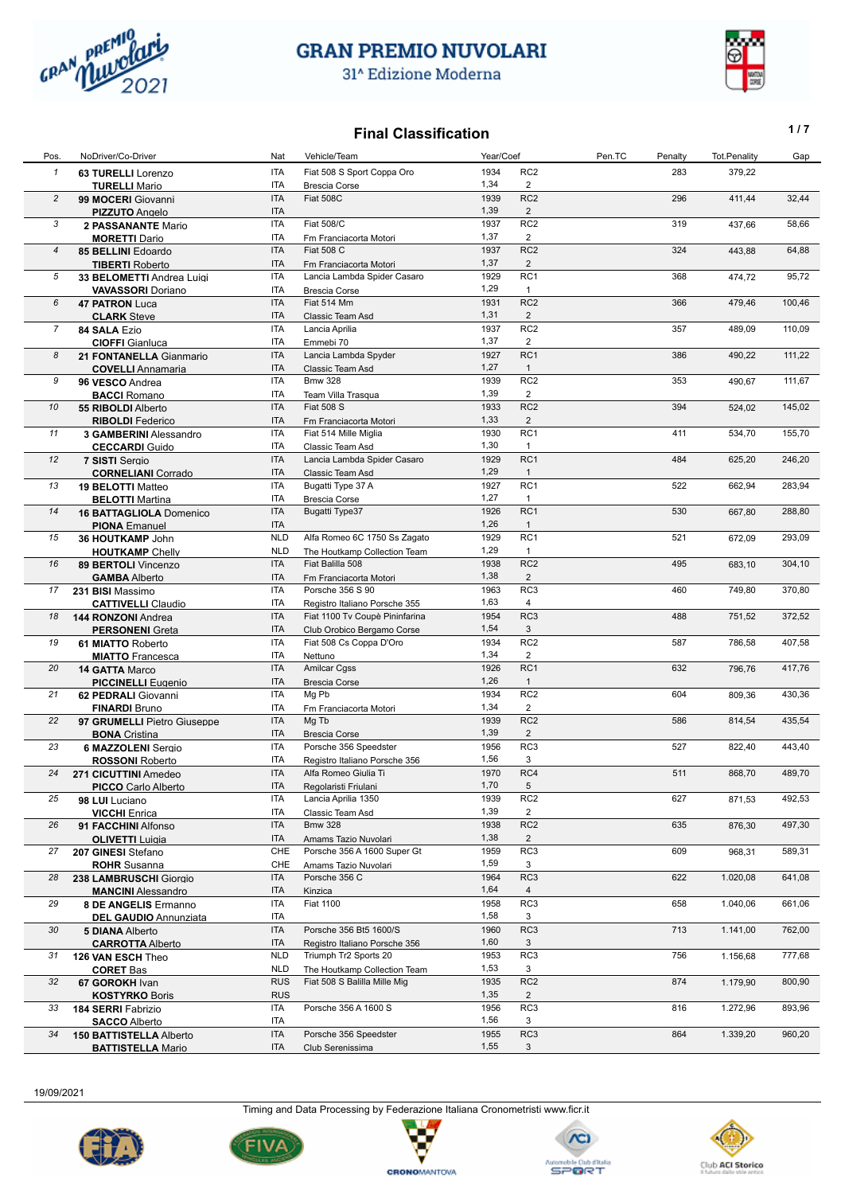# GRAN PREMIO NUVOLARI

31^ Edizione Moderna

## Final Classification

| Pos. | NoDriver/Co-Driver | Nat | Vehicle/Team | Year/Coef | | Pen.TC | Penalty | Tot.Penality | Gap |
|---|---|---|---|---|---|---|---|---|---|
| 1 | 63 **TURELLI** Lorenzo | ITA | Fiat 508 S Sport Coppa Oro | 1934 | RC2 | | 283 | 379,22 | |
| | **TURELLI** Mario | ITA | Brescia Corse | 1,34 | 2 | | | | |
| 2 | 99 **MOCERI** Giovanni | ITA | Fiat 508C | 1939 | RC2 | | 296 | 411,44 | 32,44 |
| | **PIZZUTO** Angelo | ITA | | 1,39 | 2 | | | | |
| 3 | 2 **PASSANANTE** Mario | ITA | Fiat 508/C | 1937 | RC2 | | 319 | 437,66 | 58,66 |
| | **MORETTI** Dario | ITA | Fm Franciacorta Motori | 1,37 | 2 | | | | |
| 4 | 85 **BELLINI** Edoardo | ITA | Fiat 508 C | 1937 | RC2 | | 324 | 443,88 | 64,88 |
| | **TIBERTI** Roberto | ITA | Fm Franciacorta Motori | 1,37 | 2 | | | | |
| 5 | 33 **BELOMETTI** Andrea Luigi | ITA | Lancia Lambda Spider Casaro | 1929 | RC1 | | 368 | 474,72 | 95,72 |
| | **VAVASSORI** Doriano | ITA | Brescia Corse | 1,29 | 1 | | | | |
| 6 | 47 **PATRON** Luca | ITA | Fiat 514 Mm | 1931 | RC2 | | 366 | 479,46 | 100,46 |
| | **CLARK** Steve | ITA | Classic Team Asd | 1,31 | 2 | | | | |
| 7 | 84 **SALA** Ezio | ITA | Lancia Aprilia | 1937 | RC2 | | 357 | 489,09 | 110,09 |
| | **CIOFFI** Gianluca | ITA | Emmebi 70 | 1,37 | 2 | | | | |
| 8 | 21 **FONTANELLA** Gianmario | ITA | Lancia Lambda Spyder | 1927 | RC1 | | 386 | 490,22 | 111,22 |
| | **COVELLI** Annamaria | ITA | Classic Team Asd | 1,27 | 1 | | | | |
| 9 | 96 **VESCO** Andrea | ITA | Bmw 328 | 1939 | RC2 | | 353 | 490,67 | 111,67 |
| | **BACCI** Romano | ITA | Team Villa Trasqua | 1,39 | 2 | | | | |
| 10 | 55 **RIBOLDI** Alberto | ITA | Fiat 508 S | 1933 | RC2 | | 394 | 524,02 | 145,02 |
| | **RIBOLDI** Federico | ITA | Fm Franciacorta Motori | 1,33 | 2 | | | | |
| 11 | 3 **GAMBERINI** Alessandro | ITA | Fiat 514 Mille Miglia | 1930 | RC1 | | 411 | 534,70 | 155,70 |
| | **CECCARDI** Guido | ITA | Classic Team Asd | 1,30 | 1 | | | | |
| 12 | 7 **SISTI** Sergio | ITA | Lancia Lambda Spider Casaro | 1929 | RC1 | | 484 | 625,20 | 246,20 |
| | **CORNELIANI** Corrado | ITA | Classic Team Asd | 1,29 | 1 | | | | |
| 13 | 19 **BELOTTI** Matteo | ITA | Bugatti Type 37 A | 1927 | RC1 | | 522 | 662,94 | 283,94 |
| | **BELOTTI** Martina | ITA | Brescia Corse | 1,27 | 1 | | | | |
| 14 | 16 **BATTAGLIOLA** Domenico | ITA | Bugatti Type37 | 1926 | RC1 | | 530 | 667,80 | 288,80 |
| | **PIONA** Emanuel | ITA | | 1,26 | 1 | | | | |
| 15 | 36 **HOUTKAMP** John | NLD | Alfa Romeo 6C 1750 Ss Zagato | 1929 | RC1 | | 521 | 672,09 | 293,09 |
| | **HOUTKAMP** Chelly | NLD | The Houtkamp Collection Team | 1,29 | 1 | | | | |
| 16 | 89 **BERTOLI** Vincenzo | ITA | Fiat Balilla 508 | 1938 | RC2 | | 495 | 683,10 | 304,10 |
| | **GAMBA** Alberto | ITA | Fm Franciacorta Motori | 1,38 | 2 | | | | |
| 17 | 231 **BISI** Massimo | ITA | Porsche 356 S 90 | 1963 | RC3 | | 460 | 749,80 | 370,80 |
| | **CATTIVELLI** Claudio | ITA | Registro Italiano Porsche 355 | 1,63 | 4 | | | | |
| 18 | 144 **RONZONI** Andrea | ITA | Fiat 1100 Tv Coupè Pininfarina | 1954 | RC3 | | 488 | 751,52 | 372,52 |
| | **PERSONENI** Greta | ITA | Club Orobico Bergamo Corse | 1,54 | 3 | | | | |
| 19 | 61 **MIATTO** Roberto | ITA | Fiat 508 Cs Coppa D'Oro | 1934 | RC2 | | 587 | 786,58 | 407,58 |
| | **MIATTO** Francesca | ITA | Nettuno | 1,34 | 2 | | | | |
| 20 | 14 **GATTA** Marco | ITA | Amilcar Cgss | 1926 | RC1 | | 632 | 796,76 | 417,76 |
| | **PICCINELLI** Eugenio | ITA | Brescia Corse | 1,26 | 1 | | | | |
| 21 | 62 **PEDRALI** Giovanni | ITA | Mg Pb | 1934 | RC2 | | 604 | 809,36 | 430,36 |
| | **FINARDI** Bruno | ITA | Fm Franciacorta Motori | 1,34 | 2 | | | | |
| 22 | 97 **GRUMELLI** Pietro Giuseppe | ITA | Mg Tb | 1939 | RC2 | | 586 | 814,54 | 435,54 |
| | **BONA** Cristina | ITA | Brescia Corse | 1,39 | 2 | | | | |
| 23 | 6 **MAZZOLENI** Sergio | ITA | Porsche 356 Speedster | 1956 | RC3 | | 527 | 822,40 | 443,40 |
| | **ROSSONI** Roberto | ITA | Registro Italiano Porsche 356 | 1,56 | 3 | | | | |
| 24 | 271 **CICUTTINI** Amedeo | ITA | Alfa Romeo Giulia Ti | 1970 | RC4 | | 511 | 868,70 | 489,70 |
| | **PICCO** Carlo Alberto | ITA | Regolaristi Friulani | 1,70 | 5 | | | | |
| 25 | 98 **LUI** Luciano | ITA | Lancia Aprilia 1350 | 1939 | RC2 | | 627 | 871,53 | 492,53 |
| | **VICCHI** Enrica | ITA | Classic Team Asd | 1,39 | 2 | | | | |
| 26 | 91 **FACCHINI** Alfonso | ITA | Bmw 328 | 1938 | RC2 | | 635 | 876,30 | 497,30 |
| | **OLIVETTI** Luigia | ITA | Amams Tazio Nuvolari | 1,38 | 2 | | | | |
| 27 | 207 **GINESI** Stefano | CHE | Porsche 356 A 1600 Super Gt | 1959 | RC3 | | 609 | 968,31 | 589,31 |
| | **ROHR** Susanna | CHE | Amams Tazio Nuvolari | 1,59 | 3 | | | | |
| 28 | 238 **LAMBRUSCHI** Giorgio | ITA | Porsche 356 C | 1964 | RC3 | | 622 | 1.020,08 | 641,08 |
| | **MANCINI** Alessandro | ITA | Kinzica | 1,64 | 4 | | | | |
| 29 | 8 **DE ANGELIS** Ermanno | ITA | Fiat 1100 | 1958 | RC3 | | 658 | 1.040,06 | 661,06 |
| | **DEL GAUDIO** Annunziata | ITA | | 1,58 | 3 | | | | |
| 30 | 5 **DIANA** Alberto | ITA | Porsche 356 Bt5 1600/S | 1960 | RC3 | | 713 | 1.141,00 | 762,00 |
| | **CARROTTA** Alberto | ITA | Registro Italiano Porsche 356 | 1,60 | 3 | | | | |
| 31 | 126 **VAN ESCH** Theo | NLD | Triumph Tr2 Sports 20 | 1953 | RC3 | | 756 | 1.156,68 | 777,68 |
| | **CORET** Bas | NLD | The Houtkamp Collection Team | 1,53 | 3 | | | | |
| 32 | 67 **GOROKH** Ivan | RUS | Fiat 508 S Balilla Mille Mig | 1935 | RC2 | | 874 | 1.179,90 | 800,90 |
| | **KOSTYRKO** Boris | RUS | | 1,35 | 2 | | | | |
| 33 | 184 **SERRI** Fabrizio | ITA | Porsche 356 A 1600 S | 1956 | RC3 | | 816 | 1.272,96 | 893,96 |
| | **SACCO** Alberto | ITA | | 1,56 | 3 | | | | |
| 34 | 150 **BATTISTELLA** Alberto | ITA | Porsche 356 Speedster | 1955 | RC3 | | 864 | 1.339,20 | 960,20 |
| | **BATTISTELLA** Mario | ITA | Club Serenissima | 1,55 | 3 | | | | |

19/09/2021

Timing and Data Processing by Federazione Italiana Cronometristi www.ficr.it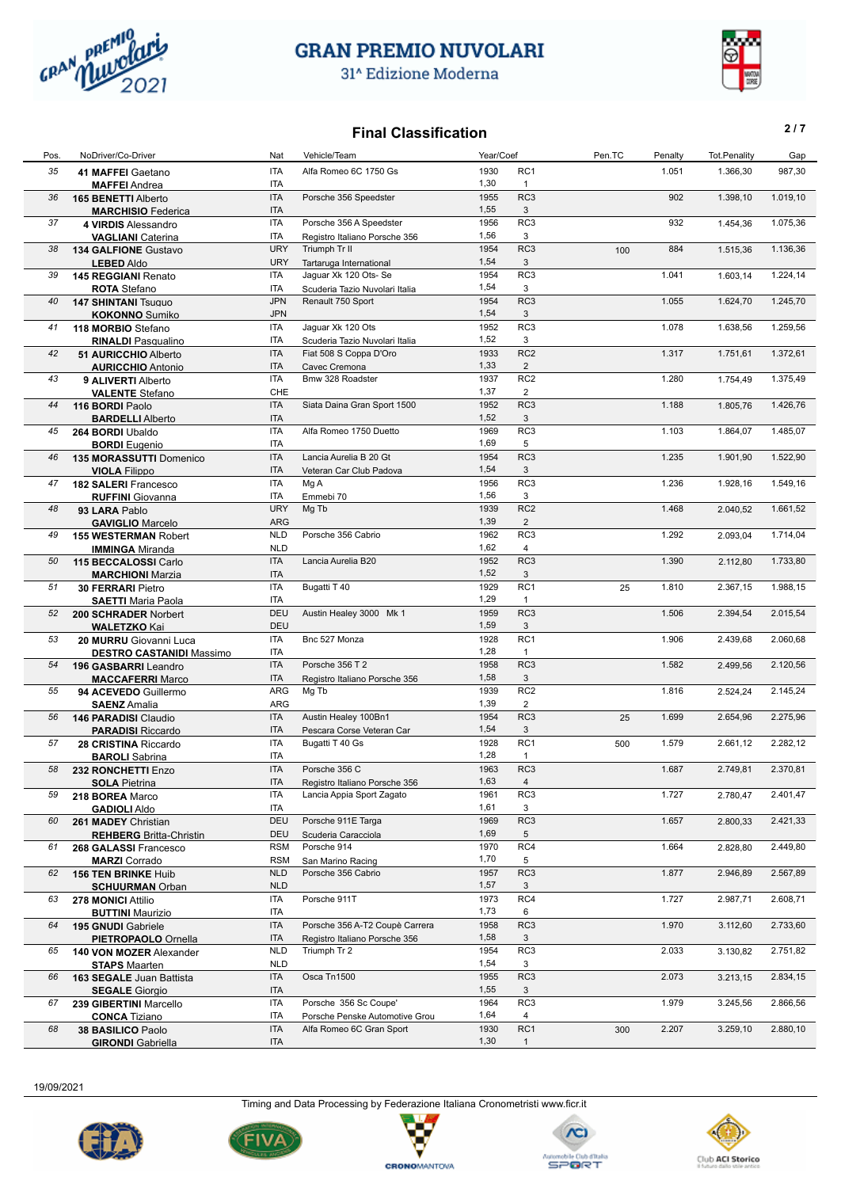# GRAN PREMIO NUVOLARI

31^ Edizione Moderna

## Final Classification

| Pos. | NoDriver/Co-Driver | Nat | Vehicle/Team | Year/Coef | | Pen.TC | Penalty | Tot.Penality | Gap |
|---|---|---|---|---|---|---|---|---|---|
| 35 | 41 **MAFFEI** Gaetano<br>**MAFFEI** Andrea | ITA<br>ITA | Alfa Romeo 6C 1750 Gs | 1930<br>1,30 | RC1<br>1 | | 1.051 | 1.366,30 | 987,30 |
| 36 | 165 **BENETTI** Alberto<br>**MARCHISIO** Federica | ITA<br>ITA | Porsche 356 Speedster | 1955<br>1,55 | RC3<br>3 | | 902 | 1.398,10 | 1.019,10 |
| 37 | 4 **VIRDIS** Alessandro<br>**VAGLIANI** Caterina | ITA<br>ITA | Porsche 356 A Speedster<br>Registro Italiano Porsche 356 | 1956<br>1,56 | RC3<br>3 | | 932 | 1.454,36 | 1.075,36 |
| 38 | 134 **GALFIONE** Gustavo<br>**LEBED** Aldo | URY<br>URY | Triumph Tr II<br>Tartaruga International | 1954<br>1,54 | RC3<br>3 | 100 | 884 | 1.515,36 | 1.136,36 |
| 39 | 145 **REGGIANI** Renato<br>**ROTA** Stefano | ITA<br>ITA | Jaguar Xk 120 Ots- Se<br>Scuderia Tazio Nuvolari Italia | 1954<br>1,54 | RC3<br>3 | | 1.041 | 1.603,14 | 1.224,14 |
| 40 | 147 **SHINTANI** Tsuguo<br>**KOKONNO** Sumiko | JPN<br>JPN | Renault 750 Sport | 1954<br>1,54 | RC3<br>3 | | 1.055 | 1.624,70 | 1.245,70 |
| 41 | 118 **MORBIO** Stefano<br>**RINALDI** Pasqualino | ITA<br>ITA | Jaguar Xk 120 Ots<br>Scuderia Tazio Nuvolari Italia | 1952<br>1,52 | RC3<br>3 | | 1.078 | 1.638,56 | 1.259,56 |
| 42 | 51 **AURICCHIO** Alberto<br>**AURICCHIO** Antonio | ITA<br>ITA | Fiat 508 S Coppa D'Oro<br>Cavec Cremona | 1933<br>1,33 | RC2<br>2 | | 1.317 | 1.751,61 | 1.372,61 |
| 43 | 9 **ALIVERTI** Alberto<br>**VALENTE** Stefano | ITA<br>CHE | Bmw 328 Roadster | 1937<br>1,37 | RC2<br>2 | | 1.280 | 1.754,49 | 1.375,49 |
| 44 | 116 **BORDI** Paolo<br>**BARDELLI** Alberto | ITA<br>ITA | Siata Daina Gran Sport 1500 | 1952<br>1,52 | RC3<br>3 | | 1.188 | 1.805,76 | 1.426,76 |
| 45 | 264 **BORDI** Ubaldo<br>**BORDI** Eugenio | ITA<br>ITA | Alfa Romeo 1750 Duetto | 1969<br>1,69 | RC3<br>5 | | 1.103 | 1.864,07 | 1.485,07 |
| 46 | 135 **MORASSUTTI** Domenico<br>**VIOLA** Filippo | ITA<br>ITA | Lancia Aurelia B 20 Gt<br>Veteran Car Club Padova | 1954<br>1,54 | RC3<br>3 | | 1.235 | 1.901,90 | 1.522,90 |
| 47 | 182 **SALERI** Francesco<br>**RUFFINI** Giovanna | ITA<br>ITA | Mg A<br>Emmebi 70 | 1956<br>1,56 | RC3<br>3 | | 1.236 | 1.928,16 | 1.549,16 |
| 48 | 93 **LARA** Pablo<br>**GAVIGLIO** Marcelo | URY<br>ARG | Mg Tb | 1939<br>1,39 | RC2<br>2 | | 1.468 | 2.040,52 | 1.661,52 |
| 49 | 155 **WESTERMAN** Robert<br>**IMMINGA** Miranda | NLD<br>NLD | Porsche 356 Cabrio | 1962<br>1,62 | RC3<br>4 | | 1.292 | 2.093,04 | 1.714,04 |
| 50 | 115 **BECCALOSSI** Carlo<br>**MARCHIONI** Marzia | ITA<br>ITA | Lancia Aurelia B20 | 1952<br>1,52 | RC3<br>3 | | 1.390 | 2.112,80 | 1.733,80 |
| 51 | 30 **FERRARI** Pietro<br>**SAETTI** Maria Paola | ITA<br>ITA | Bugatti T 40 | 1929<br>1,29 | RC1<br>1 | 25 | 1.810 | 2.367,15 | 1.988,15 |
| 52 | 200 **SCHRADER** Norbert<br>**WALETZKO** Kai | DEU<br>DEU | Austin Healey 3000 Mk 1 | 1959<br>1,59 | RC3<br>3 | | 1.506 | 2.394,54 | 2.015,54 |
| 53 | 20 **MURRU** Giovanni Luca<br>**DESTRO CASTANIDI** Massimo | ITA<br>ITA | Bnc 527 Monza | 1928<br>1,28 | RC1<br>1 | | 1.906 | 2.439,68 | 2.060,68 |
| 54 | 196 **GASBARRI** Leandro<br>**MACCAFERRI** Marco | ITA<br>ITA | Porsche 356 T 2<br>Registro Italiano Porsche 356 | 1958<br>1,58 | RC3<br>3 | | 1.582 | 2.499,56 | 2.120,56 |
| 55 | 94 **ACEVEDO** Guillermo<br>**SAENZ** Amalia | ARG<br>ARG | Mg Tb | 1939<br>1,39 | RC2<br>2 | | 1.816 | 2.524,24 | 2.145,24 |
| 56 | 146 **PARADISI** Claudio<br>**PARADISI** Riccardo | ITA<br>ITA | Austin Healey 100Bn1<br>Pescara Corse Veteran Car | 1954<br>1,54 | RC3<br>3 | 25 | 1.699 | 2.654,96 | 2.275,96 |
| 57 | 28 **CRISTINA** Riccardo<br>**BAROLI** Sabrina | ITA<br>ITA | Bugatti T 40 Gs | 1928<br>1,28 | RC1<br>1 | 500 | 1.579 | 2.661,12 | 2.282,12 |
| 58 | 232 **RONCHETTI** Enzo<br>**SOLA** Pietrina | ITA<br>ITA | Porsche 356 C<br>Registro Italiano Porsche 356 | 1963<br>1,63 | RC3<br>4 | | 1.687 | 2.749,81 | 2.370,81 |
| 59 | 218 **BOREA** Marco<br>**GADIOLI** Aldo | ITA<br>ITA | Lancia Appia Sport Zagato | 1961<br>1,61 | RC3<br>3 | | 1.727 | 2.780,47 | 2.401,47 |
| 60 | 261 **MADEY** Christian<br>**REHBERG** Britta-Christin | DEU<br>DEU | Porsche 911E Targa<br>Scuderia Caracciola | 1969<br>1,69 | RC3<br>5 | | 1.657 | 2.800,33 | 2.421,33 |
| 61 | 268 **GALASSI** Francesco<br>**MARZI** Corrado | RSM<br>RSM | Porsche 914<br>San Marino Racing | 1970<br>1,70 | RC4<br>5 | | 1.664 | 2.828,80 | 2.449,80 |
| 62 | 156 **TEN BRINKE** Huib<br>**SCHUURMAN** Orban | NLD<br>NLD | Porsche 356 Cabrio | 1957<br>1,57 | RC3<br>3 | | 1.877 | 2.946,89 | 2.567,89 |
| 63 | 278 **MONICI** Attilio<br>**BUTTINI** Maurizio | ITA<br>ITA | Porsche 911T | 1973<br>1,73 | RC4<br>6 | | 1.727 | 2.987,71 | 2.608,71 |
| 64 | 195 **GNUDI** Gabriele<br>**PIETROPAOLO** Ornella | ITA<br>ITA | Porsche 356 A-T2 Coupè Carrera<br>Registro Italiano Porsche 356 | 1958<br>1,58 | RC3<br>3 | | 1.970 | 3.112,60 | 2.733,60 |
| 65 | 140 **VON MOZER** Alexander<br>**STAPS** Maarten | NLD<br>NLD | Triumph Tr 2 | 1954<br>1,54 | RC3<br>3 | | 2.033 | 3.130,82 | 2.751,82 |
| 66 | 163 **SEGALE** Juan Battista<br>**SEGALE** Giorgio | ITA<br>ITA | Osca Tn1500 | 1955<br>1,55 | RC3<br>3 | | 2.073 | 3.213,15 | 2.834,15 |
| 67 | 239 **GIBERTINI** Marcello<br>**CONCA** Tiziano | ITA<br>ITA | Porsche 356 Sc Coupe'<br>Porsche Penske Automotive Grou | 1964<br>1,64 | RC3<br>4 | | 1.979 | 3.245,56 | 2.866,56 |
| 68 | 38 **BASILICO** Paolo<br>**GIRONDI** Gabriella | ITA<br>ITA | Alfa Romeo 6C Gran Sport | 1930<br>1,30 | RC1<br>1 | 300 | 2.207 | 3.259,10 | 2.880,10 |

19/09/2021

Timing and Data Processing by Federazione Italiana Cronometristi www.ficr.it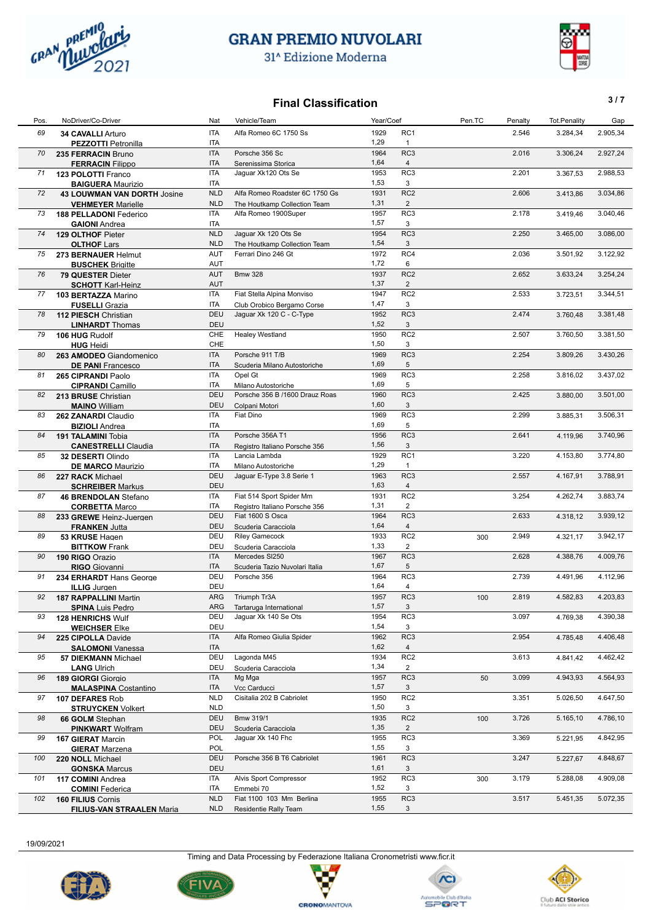# GRAN PREMIO NUVOLARI

31^ Edizione Moderna

## Final Classification

| Pos. | NoDriver/Co-Driver | Nat | Vehicle/Team | Year/Coef | | Pen.TC | Penalty | Tot.Penality | Gap |
|---|---|---|---|---|---|---|---|---|---|
| 69 | 34 **CAVALLI** Arturo<br>**PEZZOTTI** Petronilla | ITA<br>ITA | Alfa Romeo 6C 1750 Ss | 1929<br>1,29 | RC1<br>1 | | 2.546 | 3.284,34 | 2.905,34 |
| 70 | 235 **FERRACIN** Bruno<br>**FERRACIN** Filippo | ITA<br>ITA | Porsche 356 Sc<br>Serenissima Storica | 1964<br>1,64 | RC3<br>4 | | 2.016 | 3.306,24 | 2.927,24 |
| 71 | 123 **POLOTTI** Franco<br>**BAIGUERA** Maurizio | ITA<br>ITA | Jaguar Xk120 Ots Se | 1953<br>1,53 | RC3<br>3 | | 2.201 | 3.367,53 | 2.988,53 |
| 72 | 43 **LOUWMAN VAN DORTH** Josine<br>**VEHMEYER** Marielle | NLD<br>NLD | Alfa Romeo Roadster 6C 1750 Gs<br>The Houtkamp Collection Team | 1931<br>1,31 | RC2<br>2 | | 2.606 | 3.413,86 | 3.034,86 |
| 73 | 188 **PELLADONI** Federico<br>**GAIONI** Andrea | ITA<br>ITA | Alfa Romeo 1900Super | 1957<br>1,57 | RC3<br>3 | | 2.178 | 3.419,46 | 3.040,46 |
| 74 | 129 **OLTHOF** Pieter<br>**OLTHOF** Lars | NLD<br>NLD | Jaguar Xk 120 Ots Se<br>The Houtkamp Collection Team | 1954<br>1,54 | RC3<br>3 | | 2.250 | 3.465,00 | 3.086,00 |
| 75 | 273 **BERNAUER** Helmut<br>**BUSCHEK** Brigitte | AUT<br>AUT | Ferrari Dino 246 Gt | 1972<br>1,72 | RC4<br>6 | | 2.036 | 3.501,92 | 3.122,92 |
| 76 | 79 **QUESTER** Dieter<br>**SCHOTT** Karl-Heinz | AUT<br>AUT | Bmw 328 | 1937<br>1,37 | RC2<br>2 | | 2.652 | 3.633,24 | 3.254,24 |
| 77 | 103 **BERTAZZA** Marino<br>**FUSELLI** Grazia | ITA<br>ITA | Fiat Stella Alpina Monviso<br>Club Orobico Bergamo Corse | 1947<br>1,47 | RC2<br>3 | | 2.533 | 3.723,51 | 3.344,51 |
| 78 | 112 **PIESCH** Christian<br>**LINHARDT** Thomas | DEU<br>DEU | Jaguar Xk 120 C - C-Type | 1952<br>1,52 | RC3<br>3 | | 2.474 | 3.760,48 | 3.381,48 |
| 79 | 106 **HUG** Rudolf<br>**HUG** Heidi | CHE<br>CHE | Healey Westland | 1950<br>1,50 | RC2<br>3 | | 2.507 | 3.760,50 | 3.381,50 |
| 80 | 263 **AMODEO** Giandomenico<br>**DE PANI** Francesco | ITA<br>ITA | Porsche 911 T/B<br>Scuderia Milano Autostoriche | 1969<br>1,69 | RC3<br>5 | | 2.254 | 3.809,26 | 3.430,26 |
| 81 | 265 **CIPRANDI** Paolo<br>**CIPRANDI** Camillo | ITA<br>ITA | Opel Gt<br>Milano Autostoriche | 1969<br>1,69 | RC3<br>5 | | 2.258 | 3.816,02 | 3.437,02 |
| 82 | 213 **BRUSE** Christian<br>**MAINO** William | DEU<br>DEU | Porsche 356 B /1600 Drauz Roas<br>Colpani Motori | 1960<br>1,60 | RC3<br>3 | | 2.425 | 3.880,00 | 3.501,00 |
| 83 | 262 **ZANARDI** Claudio<br>**BIZIOLI** Andrea | ITA<br>ITA | Fiat Dino | 1969<br>1,69 | RC3<br>5 | | 2.299 | 3.885,31 | 3.506,31 |
| 84 | 191 **TALAMINI** Tobia<br>**CANESTRELLI** Claudia | ITA<br>ITA | Porsche 356A T1<br>Registro Italiano Porsche 356 | 1956<br>1,56 | RC3<br>3 | | 2.641 | 4.119,96 | 3.740,96 |
| 85 | 32 **DESERTI** Olindo<br>**DE MARCO** Maurizio | ITA<br>ITA | Lancia Lambda<br>Milano Autostoriche | 1929<br>1,29 | RC1<br>1 | | 3.220 | 4.153,80 | 3.774,80 |
| 86 | 227 **RACK** Michael<br>**SCHREIBER** Markus | DEU<br>DEU | Jaguar E-Type 3.8 Serie 1 | 1963<br>1,63 | RC3<br>4 | | 2.557 | 4.167,91 | 3.788,91 |
| 87 | 46 **BRENDOLAN** Stefano<br>**CORBETTA** Marco | ITA<br>ITA | Fiat 514 Sport Spider Mm<br>Registro Italiano Porsche 356 | 1931<br>1,31 | RC2<br>2 | | 3.254 | 4.262,74 | 3.883,74 |
| 88 | 233 **GREWE** Heinz-Juergen<br>**FRANKEN** Jutta | DEU<br>DEU | Fiat 1600 S Osca<br>Scuderia Caracciola | 1964<br>1,64 | RC3<br>4 | | 2.633 | 4.318,12 | 3.939,12 |
| 89 | 53 **KRUSE** Hagen<br>**BITTKOW** Frank | DEU<br>DEU | Riley Gamecock<br>Scuderia Caracciola | 1933<br>1,33 | RC2<br>2 | 300 | 2.949 | 4.321,17 | 3.942,17 |
| 90 | 190 **RIGO** Orazio<br>**RIGO** Giovanni | ITA<br>ITA | Mercedes Sl250<br>Scuderia Tazio Nuvolari Italia | 1967<br>1,67 | RC3<br>5 | | 2.628 | 4.388,76 | 4.009,76 |
| 91 | 234 **ERHARDT** Hans George<br>**ILLIG** Jurgen | DEU<br>DEU | Porsche 356 | 1964<br>1,64 | RC3<br>4 | | 2.739 | 4.491,96 | 4.112,96 |
| 92 | 187 **RAPPALLINI** Martin<br>**SPINA** Luis Pedro | ARG<br>ARG | Triumph Tr3A<br>Tartaruga International | 1957<br>1,57 | RC3<br>3 | 100 | 2.819 | 4.582,83 | 4.203,83 |
| 93 | 128 **HENRICHS** Wulf<br>**WEICHSER** Elke | DEU<br>DEU | Jaguar Xk 140 Se Ots | 1954<br>1,54 | RC3<br>3 | | 3.097 | 4.769,38 | 4.390,38 |
| 94 | 225 **CIPOLLA** Davide<br>**SALOMONI** Vanessa | ITA<br>ITA | Alfa Romeo Giulia Spider | 1962<br>1,62 | RC3<br>4 | | 2.954 | 4.785,48 | 4.406,48 |
| 95 | 57 **DIEKMANN** Michael<br>**LANG** Ulrich | DEU<br>DEU | Lagonda M45<br>Scuderia Caracciola | 1934<br>1,34 | RC2<br>2 | | 3.613 | 4.841,42 | 4.462,42 |
| 96 | 189 **GIORGI** Giorgio<br>**MALASPINA** Costantino | ITA<br>ITA | Mg Mga<br>Vcc Carducci | 1957<br>1,57 | RC3<br>3 | 50 | 3.099 | 4.943,93 | 4.564,93 |
| 97 | 107 **DEFARES** Rob<br>**STRUYCKEN** Volkert | NLD<br>NLD | Cisitalia 202 B Cabriolet | 1950<br>1,50 | RC2<br>3 | | 3.351 | 5.026,50 | 4.647,50 |
| 98 | 66 **GOLM** Stephan<br>**PINKWART** Wolfram | DEU<br>DEU | Bmw 319/1<br>Scuderia Caracciola | 1935<br>1,35 | RC2<br>2 | 100 | 3.726 | 5.165,10 | 4.786,10 |
| 99 | 167 **GIERAT** Marcin<br>**GIERAT** Marzena | POL<br>POL | Jaguar Xk 140 Fhc | 1955<br>1,55 | RC3<br>3 | | 3.369 | 5.221,95 | 4.842,95 |
| 100 | 220 **NOLL** Michael<br>**GONSKA** Marcus | DEU<br>DEU | Porsche 356 B T6 Cabriolet | 1961<br>1,61 | RC3<br>3 | | 3.247 | 5.227,67 | 4.848,67 |
| 101 | 117 **COMINI** Andrea<br>**COMINI** Federica | ITA<br>ITA | Alvis Sport Compressor<br>Emmebi 70 | 1952<br>1,52 | RC3<br>3 | 300 | 3.179 | 5.288,08 | 4.909,08 |
| 102 | 160 **FILIUS** Cornis<br>**FILIUS-VAN STRAALEN** Maria | NLD<br>NLD | Fiat 1100 103 Mm Berlina<br>Residentie Rally Team | 1955<br>1,55 | RC3<br>3 | | 3.517 | 5.451,35 | 5.072,35 |

19/09/2021

Timing and Data Processing by Federazione Italiana Cronometristi www.ficr.it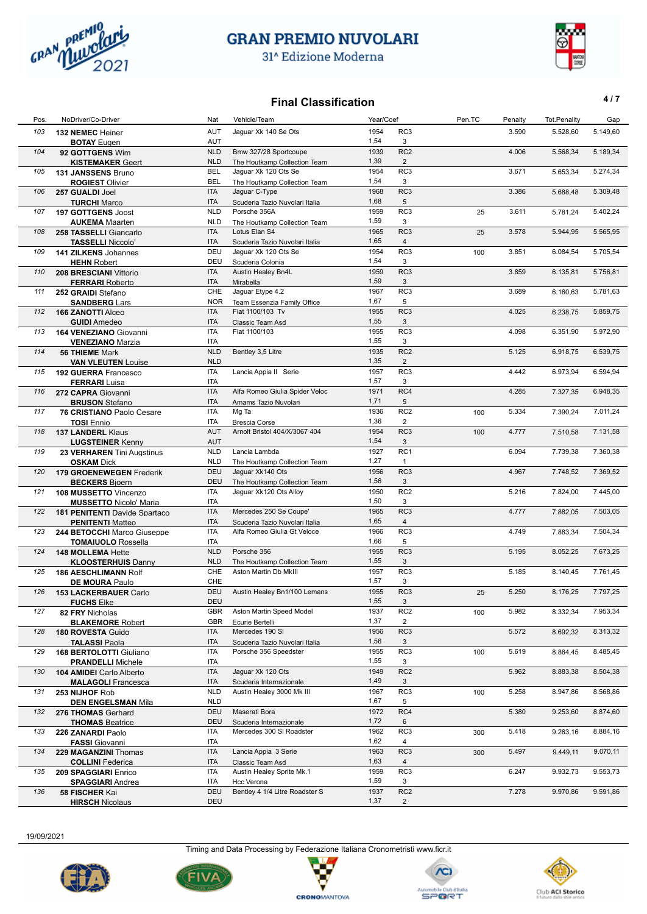# GRAN PREMIO NUVOLARI

31^ Edizione Moderna

## Final Classification

| Pos. | NoDriver/Co-Driver | Nat | Vehicle/Team | Year/Coef | | Pen.TC | Penalty | Tot.Penality | Gap |
|---|---|---|---|---|---|---|---|---|---|
| 103 | **132 NEMEC** Heiner<br>**BOTAY** Eugen | AUT<br>AUT | Jaguar Xk 140 Se Ots | 1954<br>1,54 | RC3<br>3 | | 3.590 | 5.528,60 | 5.149,60 |
| 104 | **92 GOTTGENS** Wim<br>**KISTEMAKER** Geert | NLD<br>NLD | Bmw 327/28 Sportcoupe<br>The Houtkamp Collection Team | 1939<br>1,39 | RC2<br>2 | | 4.006 | 5.568,34 | 5.189,34 |
| 105 | **131 JANSSENS** Bruno<br>**ROGIEST** Olivier | BEL<br>BEL | Jaguar Xk 120 Ots Se<br>The Houtkamp Collection Team | 1954<br>1,54 | RC3<br>3 | | 3.671 | 5.653,34 | 5.274,34 |
| 106 | **257 GUALDI** Joel<br>**TURCHI** Marco | ITA<br>ITA | Jaguar C-Type<br>Scuderia Tazio Nuvolari Italia | 1968<br>1,68 | RC3<br>5 | | 3.386 | 5.688,48 | 5.309,48 |
| 107 | **197 GOTTGENS** Joost<br>**AUKEMA** Maarten | NLD<br>NLD | Porsche 356A<br>The Houtkamp Collection Team | 1959<br>1,59 | RC3<br>3 | 25 | 3.611 | 5.781,24 | 5.402,24 |
| 108 | **258 TASSELLI** Giancarlo<br>**TASSELLI** Niccolo' | ITA<br>ITA | Lotus Elan S4<br>Scuderia Tazio Nuvolari Italia | 1965<br>1,65 | RC3<br>4 | 25 | 3.578 | 5.944,95 | 5.565,95 |
| 109 | **141 ZILKENS** Johannes<br>**HEHN** Robert | DEU<br>DEU | Jaguar Xk 120 Ots Se<br>Scuderia Colonia | 1954<br>1,54 | RC3<br>3 | 100 | 3.851 | 6.084,54 | 5.705,54 |
| 110 | **208 BRESCIANI** Vittorio<br>**FERRARI** Roberto | ITA<br>ITA | Austin Healey Bn4L<br>Mirabella | 1959<br>1,59 | RC3<br>3 | | 3.859 | 6.135,81 | 5.756,81 |
| 111 | **252 GRAIDI** Stefano<br>**SANDBERG** Lars | CHE<br>NOR | Jaguar Etype 4.2<br>Team Essenzia Family Office | 1967<br>1,67 | RC3<br>5 | | 3.689 | 6.160,63 | 5.781,63 |
| 112 | **166 ZANOTTI** Alceo<br>**GUIDI** Amedeo | ITA<br>ITA | Fiat 1100/103 Tv<br>Classic Team Asd | 1955<br>1,55 | RC3<br>3 | | 4.025 | 6.238,75 | 5.859,75 |
| 113 | **164 VENEZIANO** Giovanni<br>**VENEZIANO** Marzia | ITA<br>ITA | Fiat 1100/103 | 1955<br>1,55 | RC3<br>3 | | 4.098 | 6.351,90 | 5.972,90 |
| 114 | **56 THIEME** Mark<br>**VAN VLEUTEN** Louise | NLD<br>NLD | Bentley 3,5 Litre | 1935<br>1,35 | RC2<br>2 | | 5.125 | 6.918,75 | 6.539,75 |
| 115 | **192 GUERRA** Francesco<br>**FERRARI** Luisa | ITA<br>ITA | Lancia Appia II Serie | 1957<br>1,57 | RC3<br>3 | | 4.442 | 6.973,94 | 6.594,94 |
| 116 | **272 CAPRA** Giovanni<br>**BRUSON** Stefano | ITA<br>ITA | Alfa Romeo Giulia Spider Veloc<br>Amams Tazio Nuvolari | 1971<br>1,71 | RC4<br>5 | | 4.285 | 7.327,35 | 6.948,35 |
| 117 | **76 CRISTIANO** Paolo Cesare<br>**TOSI** Ennio | ITA<br>ITA | Mg Ta<br>Brescia Corse | 1936<br>1,36 | RC2<br>2 | 100 | 5.334 | 7.390,24 | 7.011,24 |
| 118 | **137 LANDERL** Klaus<br>**LUGSTEINER** Kenny | AUT<br>AUT | Arnolt Bristol 404/X/3067 404 | 1954<br>1,54 | RC3<br>3 | 100 | 4.777 | 7.510,58 | 7.131,58 |
| 119 | **23 VERHAREN** Tini Augstinus<br>**OSKAM** Dick | NLD<br>NLD | Lancia Lambda<br>The Houtkamp Collection Team | 1927<br>1,27 | RC1<br>1 | | 6.094 | 7.739,38 | 7.360,38 |
| 120 | **179 GROENEWEGEN** Frederik<br>**BECKERS** Bjoern | DEU<br>DEU | Jaguar Xk140 Ots<br>The Houtkamp Collection Team | 1956<br>1,56 | RC3<br>3 | | 4.967 | 7.748,52 | 7.369,52 |
| 121 | **108 MUSSETTO** Vincenzo<br>**MUSSETTO** Nicolo' Maria | ITA<br>ITA | Jaguar Xk120 Ots Alloy | 1950<br>1,50 | RC2<br>3 | | 5.216 | 7.824,00 | 7.445,00 |
| 122 | **181 PENITENTI** Davide Spartaco<br>**PENITENTI** Matteo | ITA<br>ITA | Mercedes 250 Se Coupe'<br>Scuderia Tazio Nuvolari Italia | 1965<br>1,65 | RC3<br>4 | | 4.777 | 7.882,05 | 7.503,05 |
| 123 | **244 BETOCCHI** Marco Giuseppe<br>**TOMAIUOLO** Rossella | ITA<br>ITA | Alfa Romeo Giulia Gt Veloce | 1966<br>1,66 | RC3<br>5 | | 4.749 | 7.883,34 | 7.504,34 |
| 124 | **148 MOLLEMA** Hette<br>**KLOOSTERHUIS** Danny | NLD<br>NLD | Porsche 356<br>The Houtkamp Collection Team | 1955<br>1,55 | RC3<br>3 | | 5.195 | 8.052,25 | 7.673,25 |
| 125 | **186 AESCHLIMANN** Rolf<br>**DE MOURA** Paulo | CHE<br>CHE | Aston Martin Db MkIII | 1957<br>1,57 | RC3<br>3 | | 5.185 | 8.140,45 | 7.761,45 |
| 126 | **153 LACKERBAUER** Carlo<br>**FUCHS** Elke | DEU<br>DEU | Austin Healey Bn1/100 Lemans | 1955<br>1,55 | RC3<br>3 | 25 | 5.250 | 8.176,25 | 7.797,25 |
| 127 | **82 FRY** Nicholas<br>**BLAKEMORE** Robert | GBR<br>GBR | Aston Martin Speed Model<br>Ecurie Bertelli | 1937<br>1,37 | RC2<br>2 | 100 | 5.982 | 8.332,34 | 7.953,34 |
| 128 | **180 ROVESTA** Guido<br>**TALASSI** Paola | ITA<br>ITA | Mercedes 190 Sl<br>Scuderia Tazio Nuvolari Italia | 1956<br>1,56 | RC3<br>3 | | 5.572 | 8.692,32 | 8.313,32 |
| 129 | **168 BERTOLOTTI** Giuliano<br>**PRANDELLI** Michele | ITA<br>ITA | Porsche 356 Speedster | 1955<br>1,55 | RC3<br>3 | 100 | 5.619 | 8.864,45 | 8.485,45 |
| 130 | **104 AMIDEI** Carlo Alberto<br>**MALAGOLI** Francesca | ITA<br>ITA | Jaguar Xk 120 Ots<br>Scuderia Internazionale | 1949<br>1,49 | RC2<br>3 | | 5.962 | 8.883,38 | 8.504,38 |
| 131 | **253 NIJHOF** Rob<br>**DEN ENGELSMAN** Mila | NLD<br>NLD | Austin Healey 3000 Mk III | 1967<br>1,67 | RC3<br>5 | 100 | 5.258 | 8.947,86 | 8.568,86 |
| 132 | **276 THOMAS** Gerhard<br>**THOMAS** Beatrice | DEU<br>DEU | Maserati Bora<br>Scuderia Internazionale | 1972<br>1,72 | RC4<br>6 | | 5.380 | 9.253,60 | 8.874,60 |
| 133 | **226 ZANARDI** Paolo<br>**FASSI** Giovanni | ITA<br>ITA | Mercedes 300 Sl Roadster | 1962<br>1,62 | RC3<br>4 | 300 | 5.418 | 9.263,16 | 8.884,16 |
| 134 | **229 MAGANZINI** Thomas<br>**COLLINI** Federica | ITA<br>ITA | Lancia Appia 3 Serie<br>Classic Team Asd | 1963<br>1,63 | RC3<br>4 | 300 | 5.497 | 9.449,11 | 9.070,11 |
| 135 | **209 SPAGGIARI** Enrico<br>**SPAGGIARI** Andrea | ITA<br>ITA | Austin Healey Sprite Mk.1<br>Hcc Verona | 1959<br>1,59 | RC3<br>3 | | 6.247 | 9.932,73 | 9.553,73 |
| 136 | **58 FISCHER** Kai<br>**HIRSCH** Nicolaus | DEU<br>DEU | Bentley 4 1/4 Litre Roadster S | 1937<br>1,37 | RC2<br>2 | | 7.278 | 9.970,86 | 9.591,86 |

19/09/2021

Timing and Data Processing by Federazione Italiana Cronometristi www.ficr.it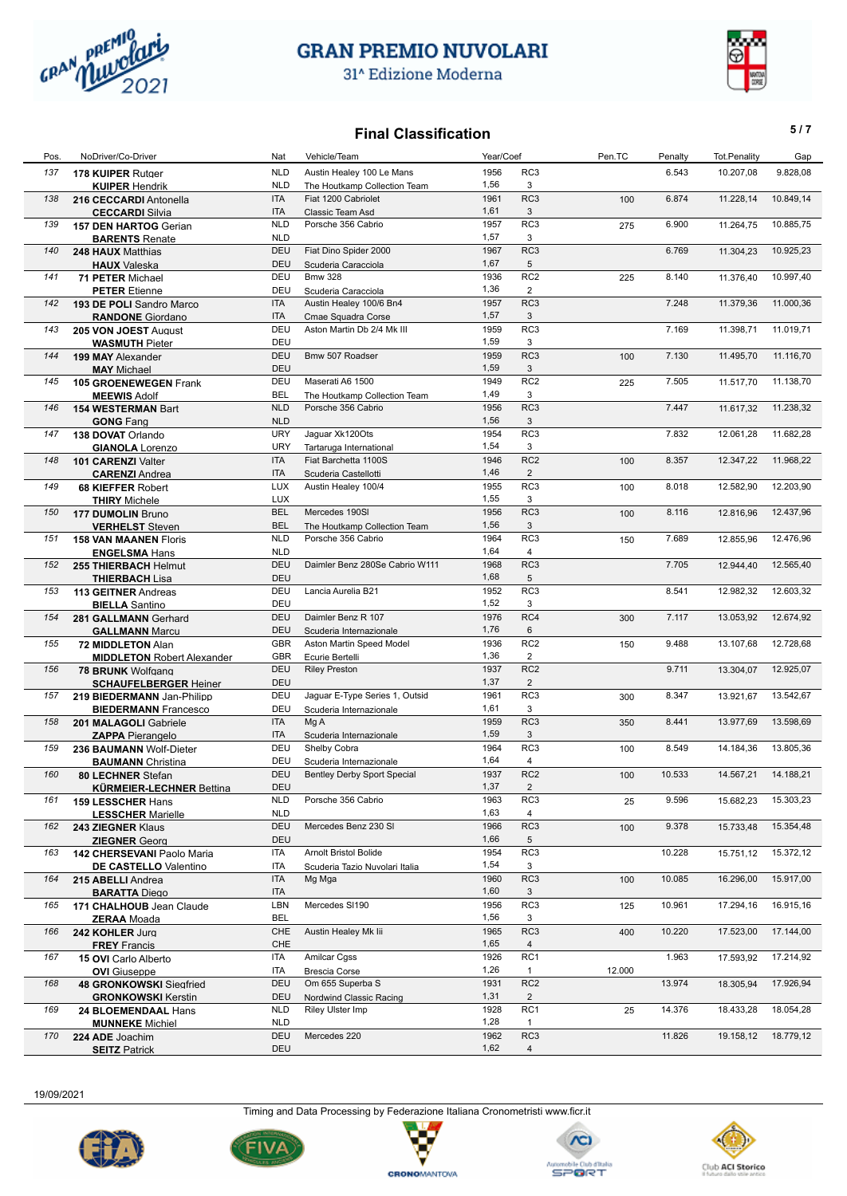# GRAN PREMIO NUVOLARI

31^ Edizione Moderna

## Final Classification

| Pos. | NoDriver/Co-Driver | Nat | Vehicle/Team | Year/Coef | | Pen.TC | Penalty | Tot.Penality | Gap |
|---|---|---|---|---|---|---|---|---|---|
| 137 | 178 **KUIPER** Rutger<br>**KUIPER** Hendrik | NLD<br>NLD | Austin Healey 100 Le Mans<br>The Houtkamp Collection Team | 1956<br>1,56 | RC3<br>3 | | 6.543 | 10.207,08 | 9.828,08 |
| 138 | 216 **CECCARDI** Antonella<br>**CECCARDI** Silvia | ITA<br>ITA | Fiat 1200 Cabriolet<br>Classic Team Asd | 1961<br>1,61 | RC3<br>3 | 100 | 6.874 | 11.228,14 | 10.849,14 |
| 139 | 157 **DEN HARTOG** Gerian<br>**BARENTS** Renate | NLD<br>NLD | Porsche 356 Cabrio | 1957<br>1,57 | RC3<br>3 | 275 | 6.900 | 11.264,75 | 10.885,75 |
| 140 | 248 **HAUX** Matthias<br>**HAUX** Valeska | DEU<br>DEU | Fiat Dino Spider 2000<br>Scuderia Caracciola | 1967<br>1,67 | RC3<br>5 | | 6.769 | 11.304,23 | 10.925,23 |
| 141 | 71 **PETER** Michael<br>**PETER** Etienne | DEU<br>DEU | Bmw 328<br>Scuderia Caracciola | 1936<br>1,36 | RC2<br>2 | 225 | 8.140 | 11.376,40 | 10.997,40 |
| 142 | 193 **DE POLI** Sandro Marco<br>**RANDONE** Giordano | ITA<br>ITA | Austin Healey 100/6 Bn4<br>Cmae Squadra Corse | 1957<br>1,57 | RC3<br>3 | | 7.248 | 11.379,36 | 11.000,36 |
| 143 | 205 **VON JOEST** August<br>**WASMUTH** Pieter | DEU<br>DEU | Aston Martin Db 2/4 Mk III | 1959<br>1,59 | RC3<br>3 | | 7.169 | 11.398,71 | 11.019,71 |
| 144 | 199 **MAY** Alexander<br>**MAY** Michael | DEU<br>DEU | Bmw 507 Roadser | 1959<br>1,59 | RC3<br>3 | 100 | 7.130 | 11.495,70 | 11.116,70 |
| 145 | 105 **GROENEWEGEN** Frank<br>**MEEWIS** Adolf | DEU<br>BEL | Maserati A6 1500<br>The Houtkamp Collection Team | 1949<br>1,49 | RC2<br>3 | 225 | 7.505 | 11.517,70 | 11.138,70 |
| 146 | 154 **WESTERMAN** Bart<br>**GONG** Fang | NLD<br>NLD | Porsche 356 Cabrio | 1956<br>1,56 | RC3<br>3 | | 7.447 | 11.617,32 | 11.238,32 |
| 147 | 138 **DOVAT** Orlando<br>**GIANOLA** Lorenzo | URY<br>URY | Jaguar Xk120Ots<br>Tartaruga International | 1954<br>1,54 | RC3<br>3 | | 7.832 | 12.061,28 | 11.682,28 |
| 148 | 101 **CARENZI** Valter<br>**CARENZI** Andrea | ITA<br>ITA | Fiat Barchetta 1100S<br>Scuderia Castellotti | 1946<br>1,46 | RC2<br>2 | 100 | 8.357 | 12.347,22 | 11.968,22 |
| 149 | 68 **KIEFFER** Robert<br>**THIRY** Michele | LUX<br>LUX | Austin Healey 100/4 | 1955<br>1,55 | RC3<br>3 | 100 | 8.018 | 12.582,90 | 12.203,90 |
| 150 | 177 **DUMOLIN** Bruno<br>**VERHELST** Steven | BEL<br>BEL | Mercedes 190Sl<br>The Houtkamp Collection Team | 1956<br>1,56 | RC3<br>3 | 100 | 8.116 | 12.816,96 | 12.437,96 |
| 151 | 158 **VAN MAANEN** Floris<br>**ENGELSMA** Hans | NLD<br>NLD | Porsche 356 Cabrio | 1964<br>1,64 | RC3<br>4 | 150 | 7.689 | 12.855,96 | 12.476,96 |
| 152 | 255 **THIERBACH** Helmut<br>**THIERBACH** Lisa | DEU<br>DEU | Daimler Benz 280Se Cabrio W111 | 1968<br>1,68 | RC3<br>5 | | 7.705 | 12.944,40 | 12.565,40 |
| 153 | 113 **GEITNER** Andreas<br>**BIELLA** Santino | DEU<br>DEU | Lancia Aurelia B21 | 1952<br>1,52 | RC3<br>3 | | 8.541 | 12.982,32 | 12.603,32 |
| 154 | 281 **GALLMANN** Gerhard<br>**GALLMANN** Marcu | DEU<br>DEU | Daimler Benz R 107<br>Scuderia Internazionale | 1976<br>1,76 | RC4<br>6 | 300 | 7.117 | 13.053,92 | 12.674,92 |
| 155 | 72 **MIDDLETON** Alan<br>**MIDDLETON** Robert Alexander | GBR<br>GBR | Aston Martin Speed Model<br>Ecurie Bertelli | 1936<br>1,36 | RC2<br>2 | 150 | 9.488 | 13.107,68 | 12.728,68 |
| 156 | 78 **BRUNK** Wolfgang<br>**SCHAUFELBERGER** Heiner | DEU<br>DEU | Riley Preston | 1937<br>1,37 | RC2<br>2 | | 9.711 | 13.304,07 | 12.925,07 |
| 157 | 219 **BIEDERMANN** Jan-Philipp<br>**BIEDERMANN** Francesco | DEU<br>DEU | Jaguar E-Type Series 1, Outsid<br>Scuderia Internazionale | 1961<br>1,61 | RC3<br>3 | 300 | 8.347 | 13.921,67 | 13.542,67 |
| 158 | 201 **MALAGOLI** Gabriele<br>**ZAPPA** Pierangelo | ITA<br>ITA | Mg A<br>Scuderia Internazionale | 1959<br>1,59 | RC3<br>3 | 350 | 8.441 | 13.977,69 | 13.598,69 |
| 159 | 236 **BAUMANN** Wolf-Dieter<br>**BAUMANN** Christina | DEU<br>DEU | Shelby Cobra<br>Scuderia Internazionale | 1964<br>1,64 | RC3<br>4 | 100 | 8.549 | 14.184,36 | 13.805,36 |
| 160 | 80 **LECHNER** Stefan<br>**KÜRMEIER-LECHNER** Bettina | DEU<br>DEU | Bentley Derby Sport Special | 1937<br>1,37 | RC2<br>2 | 100 | 10.533 | 14.567,21 | 14.188,21 |
| 161 | 159 **LESSCHER** Hans<br>**LESSCHER** Marielle | NLD<br>NLD | Porsche 356 Cabrio | 1963<br>1,63 | RC3<br>4 | 25 | 9.596 | 15.682,23 | 15.303,23 |
| 162 | 243 **ZIEGNER** Klaus<br>**ZIEGNER** Georg | DEU<br>DEU | Mercedes Benz 230 Sl | 1966<br>1,66 | RC3<br>5 | 100 | 9.378 | 15.733,48 | 15.354,48 |
| 163 | 142 **CHERSEVANI** Paolo Maria<br>**DE CASTELLO** Valentino | ITA<br>ITA | Arnolt Bristol Bolide<br>Scuderia Tazio Nuvolari Italia | 1954<br>1,54 | RC3<br>3 | | 10.228 | 15.751,12 | 15.372,12 |
| 164 | 215 **ABELLI** Andrea<br>**BARATTA** Diego | ITA<br>ITA | Mg Mga | 1960<br>1,60 | RC3<br>3 | 100 | 10.085 | 16.296,00 | 15.917,00 |
| 165 | 171 **CHALHOUB** Jean Claude<br>**ZERAA** Moada | LBN<br>BEL | Mercedes Sl190 | 1956<br>1,56 | RC3<br>3 | 125 | 10.961 | 17.294,16 | 16.915,16 |
| 166 | 242 **KOHLER** Jurg<br>**FREY** Francis | CHE<br>CHE | Austin Healey Mk Iii | 1965<br>1,65 | RC3<br>4 | 400 | 10.220 | 17.523,00 | 17.144,00 |
| 167 | 15 **OVI** Carlo Alberto<br>**OVI** Giuseppe | ITA<br>ITA | Amilcar Cgss<br>Brescia Corse | 1926<br>1,26 | RC1<br>1 | 12.000 | 1.963 | 17.593,92 | 17.214,92 |
| 168 | 48 **GRONKOWSKI** Siegfried<br>**GRONKOWSKI** Kerstin | DEU<br>DEU | Om 655 Superba S<br>Nordwind Classic Racing | 1931<br>1,31 | RC2<br>2 | | 13.974 | 18.305,94 | 17.926,94 |
| 169 | 24 **BLOEMENDAAL** Hans<br>**MUNNEKE** Michiel | NLD<br>NLD | Riley Ulster Imp | 1928<br>1,28 | RC1<br>1 | 25 | 14.376 | 18.433,28 | 18.054,28 |
| 170 | 224 **ADE** Joachim<br>**SEITZ** Patrick | DEU<br>DEU | Mercedes 220 | 1962<br>1,62 | RC3<br>4 | | 11.826 | 19.158,12 | 18.779,12 |

19/09/2021

Timing and Data Processing by Federazione Italiana Cronometristi www.ficr.it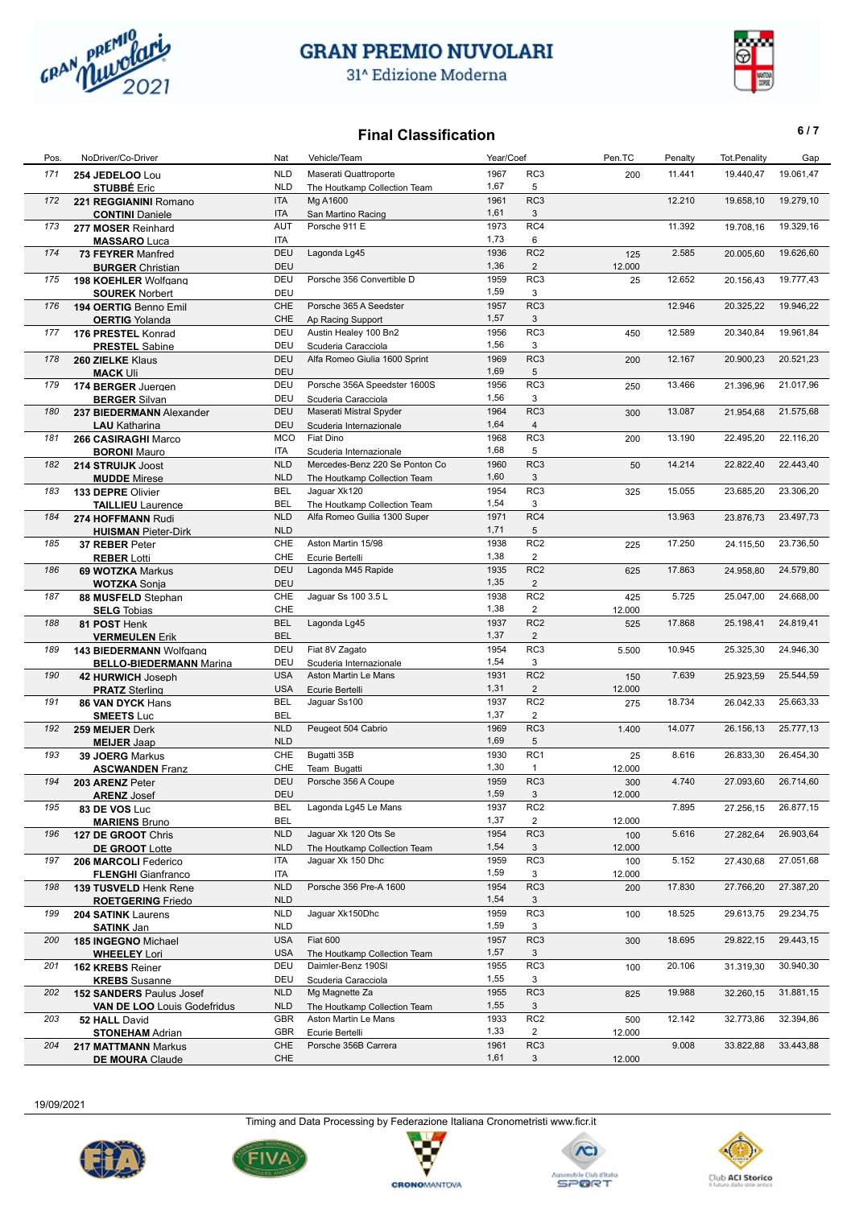# GRAN PREMIO NUVOLARI

31^ Edizione Moderna

## Final Classification

| Pos. | No Driver/Co-Driver | Nat | Vehicle/Team | Year/Coef | | Pen.TC | Penalty | Tot.Penality | Gap |
|---|---|---|---|---|---|---|---|---|---|
| 171 | 254 **JEDELOO** Lou<br>**STUBBÉ** Eric | NLD<br>NLD | Maserati Quattroporte<br>The Houtkamp Collection Team | 1967<br>1,67 | RC3<br>5 | 200 | 11.441 | 19.440,47 | 19.061,47 |
| 172 | 221 **REGGIANINI** Romano<br>**CONTINI** Daniele | ITA<br>ITA | Mg A1600<br>San Martino Racing | 1961<br>1,61 | RC3<br>3 | | 12.210 | 19.658,10 | 19.279,10 |
| 173 | 277 **MOSER** Reinhard<br>**MASSARO** Luca | AUT<br>ITA | Porsche 911 E | 1973<br>1,73 | RC4<br>6 | | 11.392 | 19.708,16 | 19.329,16 |
| 174 | 73 **FEYRER** Manfred<br>**BURGER** Christian | DEU<br>DEU | Lagonda Lg45 | 1936<br>1,36 | RC2<br>2 | 125<br>12.000 | 2.585 | 20.005,60 | 19.626,60 |
| 175 | 198 **KOEHLER** Wolfgang<br>**SOUREK** Norbert | DEU<br>DEU | Porsche 356 Convertible D | 1959<br>1,59 | RC3<br>3 | 25 | 12.652 | 20.156,43 | 19.777,43 |
| 176 | 194 **OERTIG** Benno Emil<br>**OERTIG** Yolanda | CHE<br>CHE | Porsche 365 A Seedster<br>Ap Racing Support | 1957<br>1,57 | RC3<br>3 | | 12.946 | 20.325,22 | 19.946,22 |
| 177 | 176 **PRESTEL** Konrad<br>**PRESTEL** Sabine | DEU<br>DEU | Austin Healey 100 Bn2<br>Scuderia Caracciola | 1956<br>1,56 | RC3<br>3 | 450 | 12.589 | 20.340,84 | 19.961,84 |
| 178 | 260 **ZIELKE** Klaus<br>**MACK** Uli | DEU<br>DEU | Alfa Romeo Giulia 1600 Sprint | 1969<br>1,69 | RC3<br>5 | 200 | 12.167 | 20.900,23 | 20.521,23 |
| 179 | 174 **BERGER** Juergen<br>**BERGER** Silvan | DEU<br>DEU | Porsche 356A Speedster 1600S<br>Scuderia Caracciola | 1956<br>1,56 | RC3<br>3 | 250 | 13.466 | 21.396,96 | 21.017,96 |
| 180 | 237 **BIEDERMANN** Alexander<br>**LAU** Katharina | DEU<br>DEU | Maserati Mistral Spyder<br>Scuderia Internazionale | 1964<br>1,64 | RC3<br>4 | 300 | 13.087 | 21.954,68 | 21.575,68 |
| 181 | 266 **CASIRAGHI** Marco<br>**BORONI** Mauro | MCO<br>ITA | Fiat Dino<br>Scuderia Internazionale | 1968<br>1,68 | RC3<br>5 | 200 | 13.190 | 22.495,20 | 22.116,20 |
| 182 | 214 **STRUIJK** Joost<br>**MUDDE** Mirese | NLD<br>NLD | Mercedes-Benz 220 Se Ponton Co<br>The Houtkamp Collection Team | 1960<br>1,60 | RC3<br>3 | 50 | 14.214 | 22.822,40 | 22.443,40 |
| 183 | 133 **DEPRE** Olivier<br>**TAILLIEU** Laurence | BEL<br>BEL | Jaguar Xk120<br>The Houtkamp Collection Team | 1954<br>1,54 | RC3<br>3 | 325 | 15.055 | 23.685,20 | 23.306,20 |
| 184 | 274 **HOFFMANN** Rudi<br>**HUISMAN** Pieter-Dirk | NLD<br>NLD | Alfa Romeo Guilia 1300 Super | 1971<br>1,71 | RC4<br>5 | | 13.963 | 23.876,73 | 23.497,73 |
| 185 | 37 **REBER** Peter<br>**REBER** Lotti | CHE<br>CHE | Aston Martin 15/98<br>Ecurie Bertelli | 1938<br>1,38 | RC2<br>2 | 225 | 17.250 | 24.115,50 | 23.736,50 |
| 186 | 69 **WOTZKA** Markus<br>**WOTZKA** Sonja | DEU<br>DEU | Lagonda M45 Rapide | 1935<br>1,35 | RC2<br>2 | 625 | 17.863 | 24.958,80 | 24.579,80 |
| 187 | 88 **MUSFELD** Stephan<br>**SELG** Tobias | CHE<br>CHE | Jaguar Ss 100 3.5 L | 1938<br>1,38 | RC2<br>2 | 425<br>12.000 | 5.725 | 25.047,00 | 24.668,00 |
| 188 | 81 **POST** Henk<br>**VERMEULEN** Erik | BEL<br>BEL | Lagonda Lg45 | 1937<br>1,37 | RC2<br>2 | 525 | 17.868 | 25.198,41 | 24.819,41 |
| 189 | 143 **BIEDERMANN** Wolfgang<br>**BELLO-BIEDERMANN** Marina | DEU<br>DEU | Fiat 8V Zagato<br>Scuderia Internazionale | 1954<br>1,54 | RC3<br>3 | 5.500 | 10.945 | 25.325,30 | 24.946,30 |
| 190 | 42 **HURWICH** Joseph<br>**PRATZ** Sterling | USA<br>USA | Aston Martin Le Mans<br>Ecurie Bertelli | 1931<br>1,31 | RC2<br>2 | 150<br>12.000 | 7.639 | 25.923,59 | 25.544,59 |
| 191 | 86 **VAN DYCK** Hans<br>**SMEETS** Luc | BEL<br>BEL | Jaguar Ss100 | 1937<br>1,37 | RC2<br>2 | 275 | 18.734 | 26.042,33 | 25.663,33 |
| 192 | 259 **MEIJER** Derk<br>**MEIJER** Jaap | NLD<br>NLD | Peugeot 504 Cabrio | 1969<br>1,69 | RC3<br>5 | 1.400 | 14.077 | 26.156,13 | 25.777,13 |
| 193 | 39 **JOERG** Markus<br>**ASCWANDEN** Franz | CHE<br>CHE | Bugatti 35B<br>Team Bugatti | 1930<br>1,30 | RC1<br>1 | 25<br>12.000 | 8.616 | 26.833,30 | 26.454,30 |
| 194 | 203 **ARENZ** Peter<br>**ARENZ** Josef | DEU<br>DEU | Porsche 356 A Coupe | 1959<br>1,59 | RC3<br>3 | 300<br>12.000 | 4.740 | 27.093,60 | 26.714,60 |
| 195 | 83 **DE VOS** Luc<br>**MARIENS** Bruno | BEL<br>BEL | Lagonda Lg45 Le Mans | 1937<br>1,37 | RC2<br>2 | 12.000 | 7.895 | 27.256,15 | 26.877,15 |
| 196 | 127 **DE GROOT** Chris<br>**DE GROOT** Lotte | NLD<br>NLD | Jaguar Xk 120 Ots Se<br>The Houtkamp Collection Team | 1954<br>1,54 | RC3<br>3 | 100<br>12.000 | 5.616 | 27.282,64 | 26.903,64 |
| 197 | 206 **MARCOLI** Federico<br>**FLENGHI** Gianfranco | ITA<br>ITA | Jaguar Xk 150 Dhc | 1959<br>1,59 | RC3<br>3 | 100<br>12.000 | 5.152 | 27.430,68 | 27.051,68 |
| 198 | 139 **TUSVELD** Henk Rene<br>**ROETGERING** Friedo | NLD<br>NLD | Porsche 356 Pre-A 1600 | 1954<br>1,54 | RC3<br>3 | 200 | 17.830 | 27.766,20 | 27.387,20 |
| 199 | 204 **SATINK** Laurens<br>**SATINK** Jan | NLD<br>NLD | Jaguar Xk150Dhc | 1959<br>1,59 | RC3<br>3 | 100 | 18.525 | 29.613,75 | 29.234,75 |
| 200 | 185 **INGEGNO** Michael<br>**WHEELEY** Lori | USA<br>USA | Fiat 600<br>The Houtkamp Collection Team | 1957<br>1,57 | RC3<br>3 | 300 | 18.695 | 29.822,15 | 29.443,15 |
| 201 | 162 **KREBS** Reiner<br>**KREBS** Susanne | DEU<br>DEU | Daimler-Benz 190Sl<br>Scuderia Caracciola | 1955<br>1,55 | RC3<br>3 | 100 | 20.106 | 31.319,30 | 30.940,30 |
| 202 | 152 **SANDERS** Paulus Josef<br>**VAN DE LOO** Louis Godefridus | NLD<br>NLD | Mg Magnette Za<br>The Houtkamp Collection Team | 1955<br>1,55 | RC3<br>3 | 825 | 19.988 | 32.260,15 | 31.881,15 |
| 203 | 52 **HALL** David<br>**STONEHAM** Adrian | GBR<br>GBR | Aston Martin Le Mans<br>Ecurie Bertelli | 1933<br>1,33 | RC2<br>2 | 500<br>12.000 | 12.142 | 32.773,86 | 32.394,86 |
| 204 | 217 **MATTMANN** Markus<br>**DE MOURA** Claude | CHE<br>CHE | Porsche 356B Carrera | 1961<br>1,61 | RC3<br>3 | 12.000 | 9.008 | 33.822,88 | 33.443,88 |

19/09/2021

Timing and Data Processing by Federazione Italiana Cronometristi www.ficr.it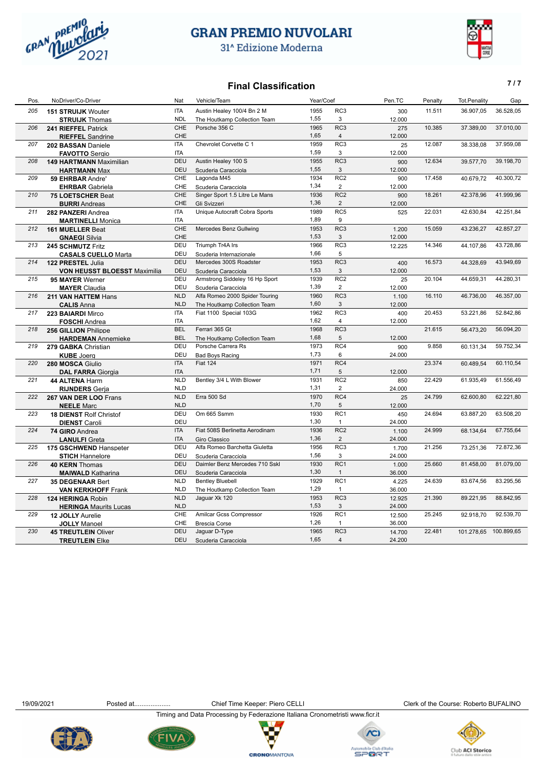# GRAN PREMIO NUVOLARI

31^ Edizione Moderna

## Final Classification

| Pos. | NoDriver/Co-Driver | Nat | Vehicle/Team | Year/Coef | | Pen.TC | Penalty | Tot.Penality | Gap |
|---|---|---|---|---|---|---|---|---|---|
| 205 | 151 **STRUIJK** Wouter<br>**STRUIJK** Thomas | ITA<br>NDL | Austin Healey 100/4 Bn 2 M<br>The Houtkamp Collection Team | 1955<br>1,55 | RC3<br>3 | 300<br>12.000 | 11.511 | 36.907,05 | 36.528,05 |
| 206 | 241 **RIEFFEL** Patrick<br>**RIEFFEL** Sandrine | CHE<br>CHE | Porsche 356 C | 1965<br>1,65 | RC3<br>4 | 275<br>12.000 | 10.385 | 37.389,00 | 37.010,00 |
| 207 | 202 **BASSAN** Daniele<br>**FAVOTTO** Sergio | ITA<br>ITA | Chevrolet Corvette C 1 | 1959<br>1,59 | RC3<br>3 | 25<br>12.000 | 12.087 | 38.338,08 | 37.959,08 |
| 208 | 149 **HARTMANN** Maximilian<br>**HARTMANN** Max | DEU<br>DEU | Austin Healey 100 S<br>Scuderia Caracciola | 1955<br>1,55 | RC3<br>3 | 900<br>12.000 | 12.634 | 39.577,70 | 39.198,70 |
| 209 | 59 **EHRBAR** Andre'<br>**EHRBAR** Gabriela | CHE<br>CHE | Lagonda M45<br>Scuderia Caracciola | 1934<br>1,34 | RC2<br>2 | 900<br>12.000 | 17.458 | 40.679,72 | 40.300,72 |
| 210 | 75 **LOETSCHER** Beat<br>**BURRI** Andreas | CHE<br>CHE | Singer Sport 1.5 Litre Le Mans<br>Gli Svizzeri | 1936<br>1,36 | RC2<br>2 | 900<br>12.000 | 18.261 | 42.378,96 | 41.999,96 |
| 211 | 282 **PANZERI** Andrea<br>**MARTINELLI** Monica | ITA<br>ITA | Unique Autocraft Cobra Sports | 1989<br>1,89 | RC5<br>9 | 525 | 22.031 | 42.630,84 | 42.251,84 |
| 212 | 161 **MUELLER** Beat<br>**GNAEGI** Silvia | CHE<br>CHE | Mercedes Benz Gullwing | 1953<br>1,53 | RC3<br>3 | 1.200<br>12.000 | 15.059 | 43.236,27 | 42.857,27 |
| 213 | 245 **SCHMUTZ** Fritz<br>**CASALS CUELLO** Marta | DEU<br>DEU | Triumph Tr4A Irs<br>Scuderia Internazionale | 1966<br>1,66 | RC3<br>5 | 12.225 | 14.346 | 44.107,86 | 43.728,86 |
| 214 | 122 **PRESTEL** Julia<br>**VON HEUSST BLOESST** Maximilia | DEU<br>DEU | Mercedes 300S Roadster<br>Scuderia Caracciola | 1953<br>1,53 | RC3<br>3 | 400<br>12.000 | 16.573 | 44.328,69 | 43.949,69 |
| 215 | 95 **MAYER** Werner<br>**MAYER** Claudia | DEU<br>DEU | Armstrong Siddeley 16 Hp Sport<br>Scuderia Caracciola | 1939<br>1,39 | RC2<br>2 | 25<br>12.000 | 20.104 | 44.659,31 | 44.280,31 |
| 216 | 211 **VAN HATTEM** Hans<br>**CALIS** Anna | NLD<br>NLD | Alfa Romeo 2000 Spider Touring<br>The Houtkamp Collection Team | 1960<br>1,60 | RC3<br>3 | 1.100<br>12.000 | 16.110 | 46.736,00 | 46.357,00 |
| 217 | 223 **BAIARDI** Mirco<br>**FOSCHI** Andrea | ITA<br>ITA | Fiat 1100 Special 103G | 1962<br>1,62 | RC3<br>4 | 400<br>12.000 | 20.453 | 53.221,86 | 52.842,86 |
| 218 | 256 **GILLION** Philippe<br>**HARDEMAN** Annemieke | BEL<br>BEL | Ferrari 365 Gt<br>The Houtkamp Collection Team | 1968<br>1,68 | RC3<br>5 | 12.000 | 21.615 | 56.473,20 | 56.094,20 |
| 219 | 279 **GABKA** Christian<br>**KUBE** Joerg | DEU<br>DEU | Porsche Carrera Rs<br>Bad Boys Racing | 1973<br>1,73 | RC4<br>6 | 900<br>24.000 | 9.858 | 60.131,34 | 59.752,34 |
| 220 | 280 **MOSCA** Giulio<br>**DAL FARRA** Giorgia | ITA<br>ITA | Fiat 124 | 1971<br>1,71 | RC4<br>5 | 12.000 | 23.374 | 60.489,54 | 60.110,54 |
| 221 | 44 **ALTENA** Harm<br>**RIJNDERS** Gerja | NLD<br>NLD | Bentley 3/4 L With Blower | 1931<br>1,31 | RC2<br>2 | 850<br>24.000 | 22.429 | 61.935,49 | 61.556,49 |
| 222 | 267 **VAN DER LOO** Frans<br>**NEELE** Marc | NLD<br>NLD | Erra 500 Sd | 1970<br>1,70 | RC4<br>5 | 25<br>12.000 | 24.799 | 62.600,80 | 62.221,80 |
| 223 | 18 **DIENST** Rolf Christof<br>**DIENST** Caroli | DEU<br>DEU | Om 665 Ssmm | 1930<br>1,30 | RC1<br>1 | 450<br>24.000 | 24.694 | 63.887,20 | 63.508,20 |
| 224 | 74 **GIRO** Andrea<br>**LANULFI** Greta | ITA<br>ITA | Fiat 508S Berlinetta Aerodinam<br>Giro Classico | 1936<br>1,36 | RC2<br>2 | 1.100<br>24.000 | 24.999 | 68.134,64 | 67.755,64 |
| 225 | 175 **GSCHWEND** Hanspeter<br>**STICH** Hannelore | DEU<br>DEU | Alfa Romeo Barchetta Giuletta<br>Scuderia Caracciola | 1956<br>1,56 | RC3<br>3 | 1.700<br>24.000 | 21.256 | 73.251,36 | 72.872,36 |
| 226 | 40 **KERN** Thomas<br>**MAIWALD** Katharina | DEU<br>DEU | Daimler Benz Mercedes 710 Sskl<br>Scuderia Caracciola | 1930<br>1,30 | RC1<br>1 | 1.000<br>36.000 | 25.660 | 81.458,00 | 81.079,00 |
| 227 | 35 **DEGENAAR** Bert<br>**VAN KERKHOFF** Frank | NLD<br>NLD | Bentley Bluebell<br>The Houtkamp Collection Team | 1929<br>1,29 | RC1<br>1 | 4.225<br>36.000 | 24.639 | 83.674,56 | 83.295,56 |
| 228 | 124 **HERINGA** Robin<br>**HERINGA** Maurits Lucas | NLD<br>NLD | Jaguar Xk 120 | 1953<br>1,53 | RC3<br>3 | 12.925<br>24.000 | 21.390 | 89.221,95 | 88.842,95 |
| 229 | 12 **JOLLY** Aurelie<br>**JOLLY** Manoel | CHE<br>CHE | Amilcar Gcss Compressor<br>Brescia Corse | 1926<br>1,26 | RC1<br>1 | 12.500<br>36.000 | 25.245 | 92.918,70 | 92.539,70 |
| 230 | 45 **TREUTLEIN** Oliver<br>**TREUTLEIN** Elke | DEU<br>DEU | Jaguar D-Type<br>Scuderia Caracciola | 1965<br>1,65 | RC3<br>4 | 14.700<br>24.200 | 22.481 | 101.278,65 | 100.899,65 |

19/09/2021 Posted at.................... Chief Time Keeper: Piero CELLI Clerk of the Course: Roberto BUFALINO

Timing and Data Processing by Federazione Italiana Cronometristi www.ficr.it